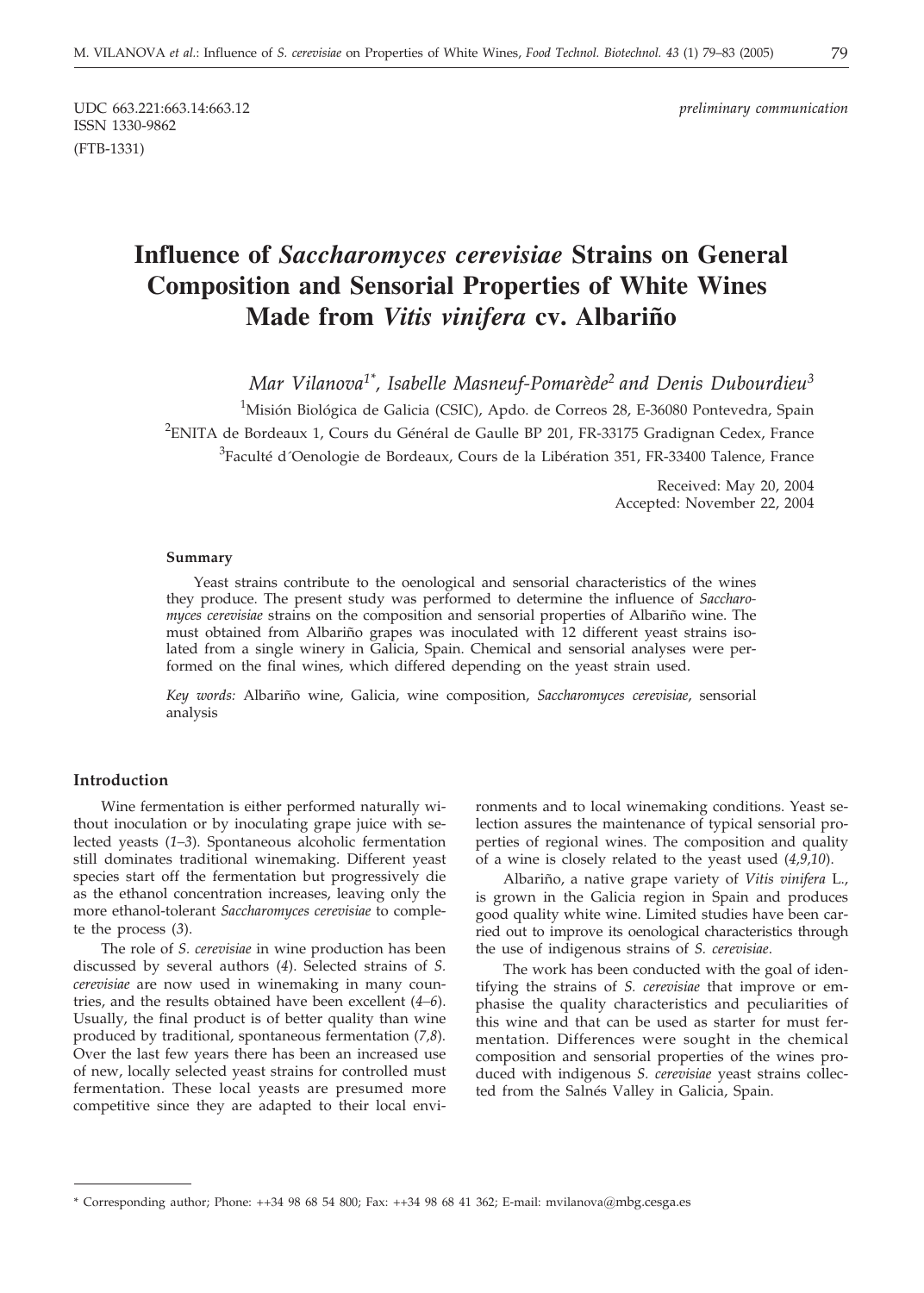UDC 663.221:663.14:663.12
ISSN 1330-9862
(FTB-1331)

*preliminary communication*

# Influence of *Saccharomyces cerevisiae* Strains on General Composition and Sensorial Properties of White Wines Made from *Vitis vinifera* cv. Albariño

*Mar Vilanova[1*], Isabelle Masneuf-Pomarède[2] and Denis Dubourdieu[3]*

[1]Misión Biológica de Galicia (CSIC), Apdo. de Correos 28, E-36080 Pontevedra, Spain
[2]ENITA de Bordeaux 1, Cours du Général de Gaulle BP 201, FR-33175 Gradignan Cedex, France
[3]Faculté d´Oenologie de Bordeaux, Cours de la Libération 351, FR-33400 Talence, France

Received: May 20, 2004
Accepted: November 22, 2004

#### Summary

Yeast strains contribute to the oenological and sensorial characteristics of the wines they produce. The present study was performed to determine the influence of *Saccharomyces cerevisiae* strains on the composition and sensorial properties of Albariño wine. The must obtained from Albariño grapes was inoculated with 12 different yeast strains isolated from a single winery in Galicia, Spain. Chemical and sensorial analyses were performed on the final wines, which differed depending on the yeast strain used.

*Key words:* Albariño wine, Galicia, wine composition, *Saccharomyces cerevisiae*, sensorial analysis

## Introduction

Wine fermentation is either performed naturally without inoculation or by inoculating grape juice with selected yeasts (*1–3*). Spontaneous alcoholic fermentation still dominates traditional winemaking. Different yeast species start off the fermentation but progressively die as the ethanol concentration increases, leaving only the more ethanol-tolerant *Saccharomyces cerevisiae* to complete the process (*3*).

The role of *S. cerevisiae* in wine production has been discussed by several authors (*4*). Selected strains of *S. cerevisiae* are now used in winemaking in many countries, and the results obtained have been excellent (*4–6*). Usually, the final product is of better quality than wine produced by traditional, spontaneous fermentation (*7,8*). Over the last few years there has been an increased use of new, locally selected yeast strains for controlled must fermentation. These local yeasts are presumed more competitive since they are adapted to their local environments and to local winemaking conditions. Yeast selection assures the maintenance of typical sensorial properties of regional wines. The composition and quality of a wine is closely related to the yeast used (*4,9,10*).

Albariño, a native grape variety of *Vitis vinifera* L., is grown in the Galicia region in Spain and produces good quality white wine. Limited studies have been carried out to improve its oenological characteristics through the use of indigenous strains of *S. cerevisiae*.

The work has been conducted with the goal of identifying the strains of *S. cerevisiae* that improve or emphasise the quality characteristics and peculiarities of this wine and that can be used as starter for must fermentation. Differences were sought in the chemical composition and sensorial properties of the wines produced with indigenous *S. cerevisiae* yeast strains collected from the Salnés Valley in Galicia, Spain.

---

* Corresponding author; Phone: ++34 98 68 54 800; Fax: ++34 98 68 41 362; E-mail: mvilanova@mbg.cesga.es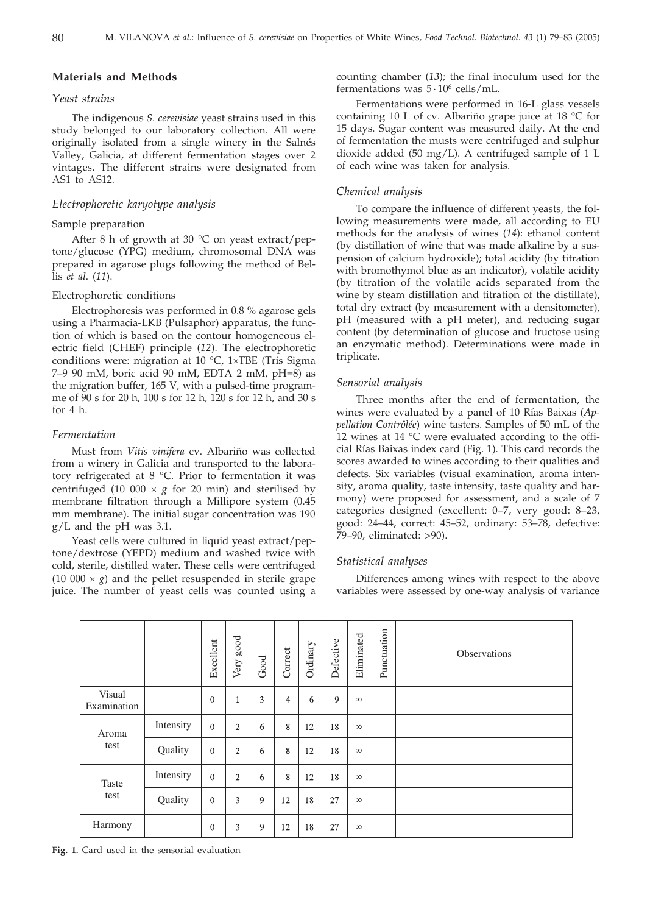## Materials and Methods

### *Yeast strains*

The indigenous *S. cerevisiae* yeast strains used in this study belonged to our laboratory collection. All were originally isolated from a single winery in the Salnés Valley, Galicia, at different fermentation stages over 2 vintages. The different strains were designated from AS1 to AS12.

### *Electrophoretic karyotype analysis*

Sample preparation

After 8 h of growth at 30 °C on yeast extract/peptone/glucose (YPG) medium, chromosomal DNA was prepared in agarose plugs following the method of Bellis *et al.* (*11*).

Electrophoretic conditions

Electrophoresis was performed in 0.8 % agarose gels using a Pharmacia-LKB (Pulsaphor) apparatus, the function of which is based on the contour homogeneous electric field (CHEF) principle (*12*). The electrophoretic conditions were: migration at 10 °C, 1×TBE (Tris Sigma 7–9 90 mM, boric acid 90 mM, EDTA 2 mM, pH=8) as the migration buffer, 165 V, with a pulsed-time programme of 90 s for 20 h, 100 s for 12 h, 120 s for 12 h, and 30 s for 4 h.

### *Fermentation*

Must from *Vitis vinifera* cv. Albariño was collected from a winery in Galicia and transported to the laboratory refrigerated at 8 °C. Prior to fermentation it was centrifuged (10 000 × *g* for 20 min) and sterilised by membrane filtration through a Millipore system (0.45 mm membrane). The initial sugar concentration was 190 g/L and the pH was 3.1.

Yeast cells were cultured in liquid yeast extract/peptone/dextrose (YEPD) medium and washed twice with cold, sterile, distilled water. These cells were centrifuged (10 000 × *g*) and the pellet resuspended in sterile grape juice. The number of yeast cells was counted using a counting chamber (*13*); the final inoculum used for the fermentations was $5 \cdot 10^6$ cells/mL.

Fermentations were performed in 16-L glass vessels containing 10 L of cv. Albariño grape juice at 18 °C for 15 days. Sugar content was measured daily. At the end of fermentation the musts were centrifuged and sulphur dioxide added (50 mg/L). A centrifuged sample of 1 L of each wine was taken for analysis.

### *Chemical analysis*

To compare the influence of different yeasts, the following measurements were made, all according to EU methods for the analysis of wines (*14*): ethanol content (by distillation of wine that was made alkaline by a suspension of calcium hydroxide); total acidity (by titration with bromothymol blue as an indicator), volatile acidity (by titration of the volatile acids separated from the wine by steam distillation and titration of the distillate), total dry extract (by measurement with a densitometer), pH (measured with a pH meter), and reducing sugar content (by determination of glucose and fructose using an enzymatic method). Determinations were made in triplicate.

### *Sensorial analysis*

Three months after the end of fermentation, the wines were evaluated by a panel of 10 Rías Baixas (*Appellation Contrôlée*) wine tasters. Samples of 50 mL of the 12 wines at 14 °C were evaluated according to the official Rías Baixas index card (Fig. 1). This card records the scores awarded to wines according to their qualities and defects. Six variables (visual examination, aroma intensity, aroma quality, taste intensity, taste quality and harmony) were proposed for assessment, and a scale of 7 categories designed (excellent: 0–7, very good: 8–23, good: 24–44, correct: 45–52, ordinary: 53–78, defective: 79–90, eliminated: >90).

### *Statistical analyses*

Differences among wines with respect to the above variables were assessed by one-way analysis of variance

| | | Excellent | Very good | Good | Correct | Ordinary | Defective | Eliminated | Punctuation | Observations |
|---|---|---|---|---|---|---|---|---|---|---|
| Visual Examination | | 0 | 1 | 3 | 4 | 6 | 9 | ∞ | | |
| Aroma test | Intensity | 0 | 2 | 6 | 8 | 12 | 18 | ∞ | | |
| | Quality | 0 | 2 | 6 | 8 | 12 | 18 | ∞ | | |
| Taste test | Intensity | 0 | 2 | 6 | 8 | 12 | 18 | ∞ | | |
| | Quality | 0 | 3 | 9 | 12 | 18 | 27 | ∞ | | |
| Harmony | | 0 | 3 | 9 | 12 | 18 | 27 | ∞ | | |

**Fig. 1.** Card used in the sensorial evaluation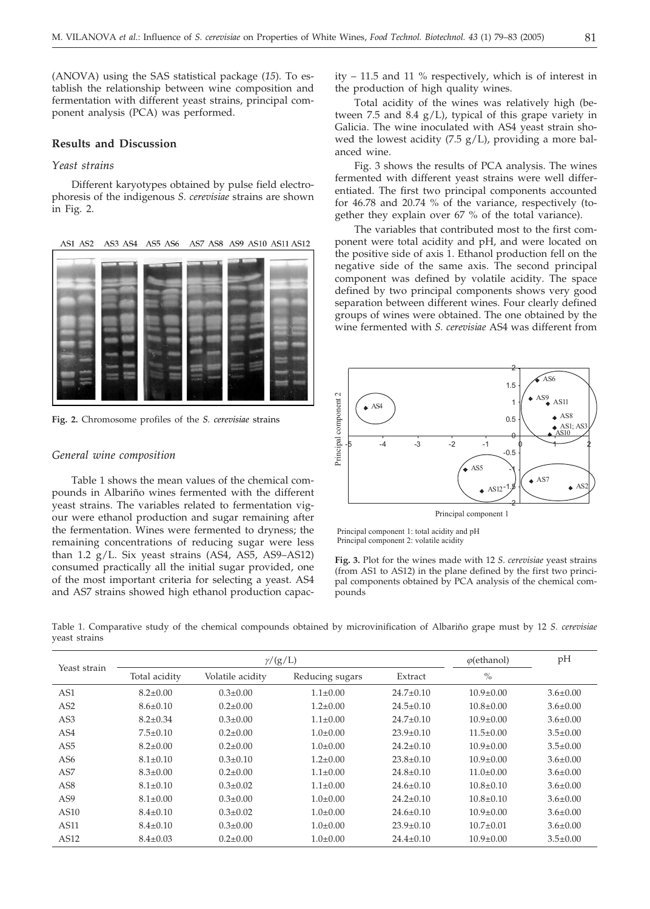(ANOVA) using the SAS statistical package (*15*). To establish the relationship between wine composition and fermentation with different yeast strains, principal component analysis (PCA) was performed.

## Results and Discussion

### *Yeast strains*

Different karyotypes obtained by pulse field electrophoresis of the indigenous *S. cerevisiae* strains are shown in Fig. 2.

**Fig. 2.** Chromosome profiles of the *S. cerevisiae* strains

### *General wine composition*

Table 1 shows the mean values of the chemical compounds in Albariño wines fermented with the different yeast strains. The variables related to fermentation vigour were ethanol production and sugar remaining after the fermentation. Wines were fermented to dryness; the remaining concentrations of reducing sugar were less than 1.2 g/L. Six yeast strains (AS4, AS5, AS9–AS12) consumed practically all the initial sugar provided, one of the most important criteria for selecting a yeast. AS4 and AS7 strains showed high ethanol production capacity – 11.5 and 11 % respectively, which is of interest in the production of high quality wines.

Total acidity of the wines was relatively high (between 7.5 and 8.4 g/L), typical of this grape variety in Galicia. The wine inoculated with AS4 yeast strain showed the lowest acidity (7.5 g/L), providing a more balanced wine.

Fig. 3 shows the results of PCA analysis. The wines fermented with different yeast strains were well differentiated. The first two principal components accounted for 46.78 and 20.74 % of the variance, respectively (together they explain over 67 % of the total variance).

The variables that contributed most to the first component were total acidity and pH, and were located on the positive side of axis 1. Ethanol production fell on the negative side of the same axis. The second principal component was defined by volatile acidity. The space defined by two principal components shows very good separation between different wines. Four clearly defined groups of wines were obtained. The one obtained by the wine fermented with *S. cerevisiae* AS4 was different from

Principal component 1: total acidity and pH
Principal component 2: volatile acidity

**Fig. 3.** Plot for the wines made with 12 *S. cerevisiae* yeast strains (from AS1 to AS12) in the plane defined by the first two principal components obtained by PCA analysis of the chemical compounds

Table 1. Comparative study of the chemical compounds obtained by microvinification of Albariño grape must by 12 *S. cerevisiae* yeast strains

| Yeast strain | $\gamma/(g/L)$ | | | | $\varphi$(ethanol) | pH |
|---|---|---|---|---|---|---|
| | Total acidity | Volatile acidity | Reducing sugars | Extract | % | |
| AS1 | 8.2±0.00 | 0.3±0.00 | 1.1±0.00 | 24.7±0.10 | 10.9±0.00 | 3.6±0.00 |
| AS2 | 8.6±0.10 | 0.2±0.00 | 1.2±0.00 | 24.5±0.10 | 10.8±0.00 | 3.6±0.00 |
| AS3 | 8.2±0.34 | 0.3±0.00 | 1.1±0.00 | 24.7±0.10 | 10.9±0.00 | 3.6±0.00 |
| AS4 | 7.5±0.10 | 0.2±0.00 | 1.0±0.00 | 23.9±0.10 | 11.5±0.00 | 3.5±0.00 |
| AS5 | 8.2±0.00 | 0.2±0.00 | 1.0±0.00 | 24.2±0.10 | 10.9±0.00 | 3.5±0.00 |
| AS6 | 8.1±0.10 | 0.3±0.10 | 1.2±0.00 | 23.8±0.10 | 10.9±0.00 | 3.6±0.00 |
| AS7 | 8.3±0.00 | 0.2±0.00 | 1.1±0.00 | 24.8±0.10 | 11.0±0.00 | 3.6±0.00 |
| AS8 | 8.1±0.10 | 0.3±0.02 | 1.1±0.00 | 24.6±0.10 | 10.8±0.10 | 3.6±0.00 |
| AS9 | 8.1±0.00 | 0.3±0.00 | 1.0±0.00 | 24.2±0.10 | 10.8±0.10 | 3.6±0.00 |
| AS10 | 8.4±0.10 | 0.3±0.02 | 1.0±0.00 | 24.6±0.10 | 10.9±0.00 | 3.6±0.00 |
| AS11 | 8.4±0.10 | 0.3±0.00 | 1.0±0.00 | 23.9±0.10 | 10.7±0.01 | 3.6±0.00 |
| AS12 | 8.4±0.03 | 0.2±0.00 | 1.0±0.00 | 24.4±0.10 | 10.9±0.00 | 3.5±0.00 |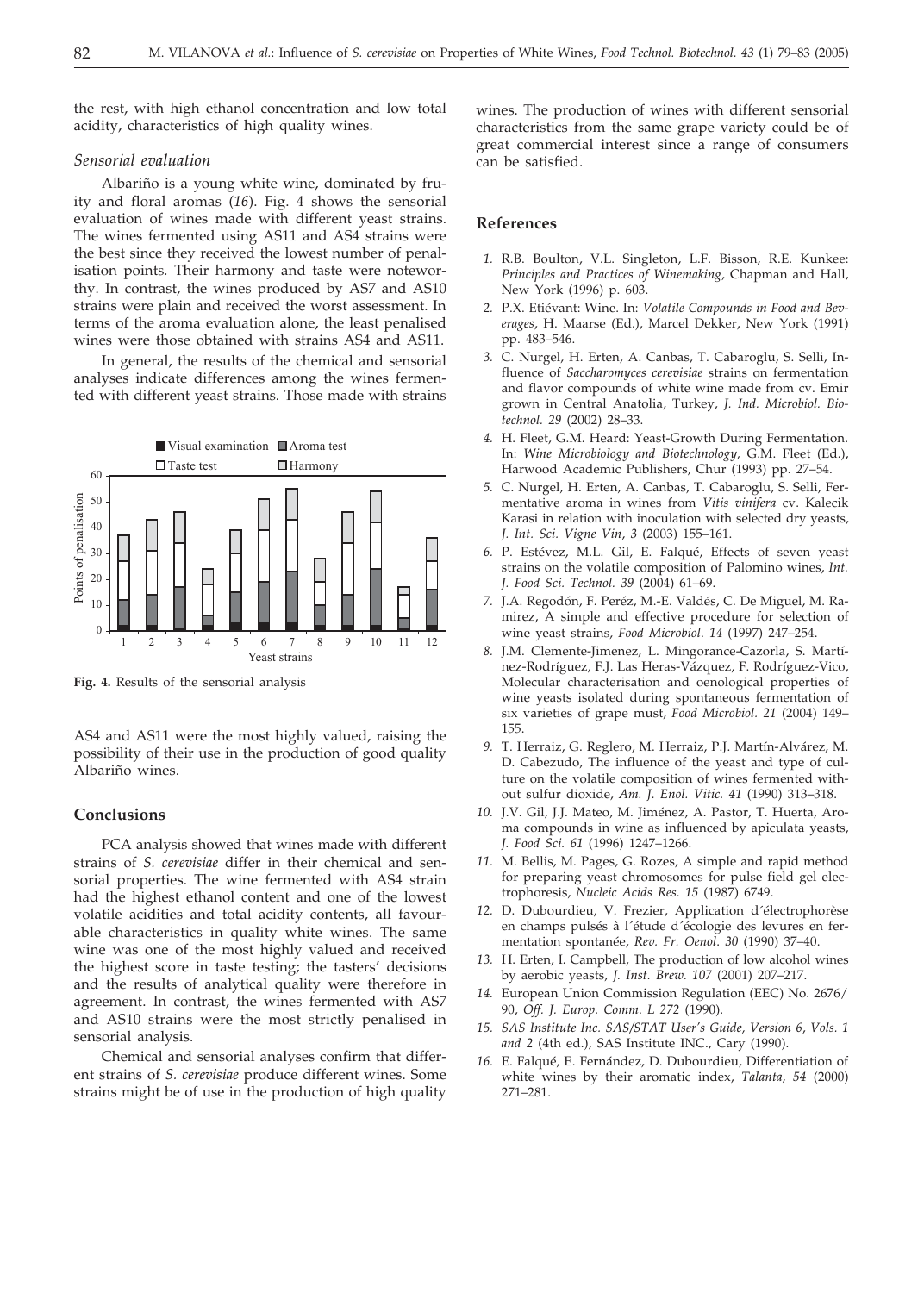the rest, with high ethanol concentration and low total acidity, characteristics of high quality wines.

### *Sensorial evaluation*

Albariño is a young white wine, dominated by fruity and floral aromas (*16*). Fig. 4 shows the sensorial evaluation of wines made with different yeast strains. The wines fermented using AS11 and AS4 strains were the best since they received the lowest number of penalisation points. Their harmony and taste were noteworthy. In contrast, the wines produced by AS7 and AS10 strains were plain and received the worst assessment. In terms of the aroma evaluation alone, the least penalised wines were those obtained with strains AS4 and AS11.

In general, the results of the chemical and sensorial analyses indicate differences among the wines fermented with different yeast strains. Those made with strains AS4 and AS11 were the most highly valued, raising the possibility of their use in the production of good quality Albariño wines.

**Fig. 4.** Results of the sensorial analysis

## Conclusions

PCA analysis showed that wines made with different strains of *S. cerevisiae* differ in their chemical and sensorial properties. The wine fermented with AS4 strain had the highest ethanol content and one of the lowest volatile acidities and total acidity contents, all favourable characteristics in quality white wines. The same wine was one of the most highly valued and received the highest score in taste testing; the tasters' decisions and the results of analytical quality were therefore in agreement. In contrast, the wines fermented with AS7 and AS10 strains were the most strictly penalised in sensorial analysis.

Chemical and sensorial analyses confirm that different strains of *S. cerevisiae* produce different wines. Some strains might be of use in the production of high quality wines. The production of wines with different sensorial characteristics from the same grape variety could be of great commercial interest since a range of consumers can be satisfied.

## References

1. R.B. Boulton, V.L. Singleton, L.F. Bisson, R.E. Kunkee: *Principles and Practices of Winemaking*, Chapman and Hall, New York (1996) p. 603.
2. P.X. Etiévant: Wine. In: *Volatile Compounds in Food and Beverages*, H. Maarse (Ed.), Marcel Dekker, New York (1991) pp. 483–546.
3. C. Nurgel, H. Erten, A. Canbas, T. Cabaroglu, S. Selli, Influence of *Saccharomyces cerevisiae* strains on fermentation and flavor compounds of white wine made from cv. Emir grown in Central Anatolia, Turkey, *J. Ind. Microbiol. Biotechnol. 29* (2002) 28–33.
4. H. Fleet, G.M. Heard: Yeast-Growth During Fermentation. In: *Wine Microbiology and Biotechnology*, G.M. Fleet (Ed.), Harwood Academic Publishers, Chur (1993) pp. 27–54.
5. C. Nurgel, H. Erten, A. Canbas, T. Cabaroglu, S. Selli, Fermentative aroma in wines from *Vitis vinifera* cv. Kalecik Karasi in relation with inoculation with selected dry yeasts, *J. Int. Sci. Vigne Vin*, *3* (2003) 155–161.
6. P. Estévez, M.L. Gil, E. Falqué, Effects of seven yeast strains on the volatile composition of Palomino wines, *Int. J. Food Sci. Technol. 39* (2004) 61–69.
7. J.A. Regodón, F. Peréz, M.-E. Valdés, C. De Miguel, M. Ramirez, A simple and effective procedure for selection of wine yeast strains, *Food Microbiol*. *14* (1997) 247–254.
8. J.M. Clemente-Jimenez, L. Mingorance-Cazorla, S. Martínez-Rodríguez, F.J. Las Heras-Vázquez, F. Rodríguez-Vico, Molecular characterisation and oenological properties of wine yeasts isolated during spontaneous fermentation of six varieties of grape must, *Food Microbiol. 21* (2004) 149–155.
9. T. Herraiz, G. Reglero, M. Herraiz, P.J. Martín-Alvárez, M. D. Cabezudo, The influence of the yeast and type of culture on the volatile composition of wines fermented without sulfur dioxide, *Am. J. Enol. Vitic. 41* (1990) 313–318.
10. J.V. Gil, J.J. Mateo, M. Jiménez, A. Pastor, T. Huerta, Aroma compounds in wine as influenced by apiculata yeasts, *J. Food Sci. 61* (1996) 1247–1266.
11. M. Bellis, M. Pages, G. Rozes, A simple and rapid method for preparing yeast chromosomes for pulse field gel electrophoresis, *Nucleic Acids Res. 15* (1987) 6749.
12. D. Dubourdieu, V. Frezier, Application d´électrophorèse en champs pulsés à l´étude d´écologie des levures en fermentation spontanée, *Rev. Fr. Oenol. 30* (1990) 37–40.
13. H. Erten, I. Campbell, The production of low alcohol wines by aerobic yeasts, *J. Inst. Brew. 107* (2001) 207–217.
14. European Union Commission Regulation (EEC) No. 2676/90, *Off. J. Europ. Comm. L 272* (1990).
15. *SAS Institute Inc. SAS/STAT User's Guide, Version 6, Vols. 1 and 2* (4th ed.), SAS Institute INC., Cary (1990).
16. E. Falqué, E. Fernández, D. Dubourdieu, Differentiation of white wines by their aromatic index, *Talanta, 54* (2000) 271–281.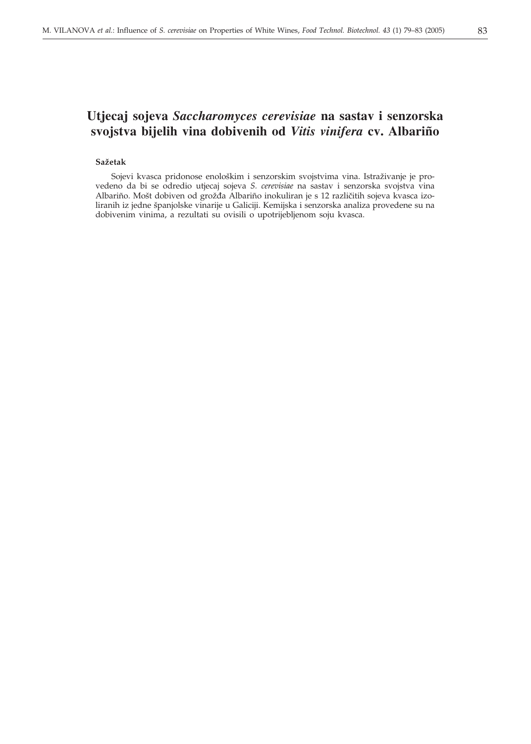# Utjecaj sojeva *Saccharomyces cerevisiae* na sastav i senzorska svojstva bijelih vina dobivenih od *Vitis vinifera* cv. Albariño

## Sažetak

Sojevi kvasca pridonose enološkim i senzorskim svojstvima vina. Istraživanje je provedeno da bi se odredio utjecaj sojeva *S. cerevisiae* na sastav i senzorska svojstva vina Albariño. Mošt dobiven od grožđa Albariño inokuliran je s 12 različitih sojeva kvasca izoliranih iz jedne španjolske vinarije u Galiciji. Kemijska i senzorska analiza provedene su na dobivenim vinima, a rezultati su ovisili o upotrijebljenom soju kvasca.